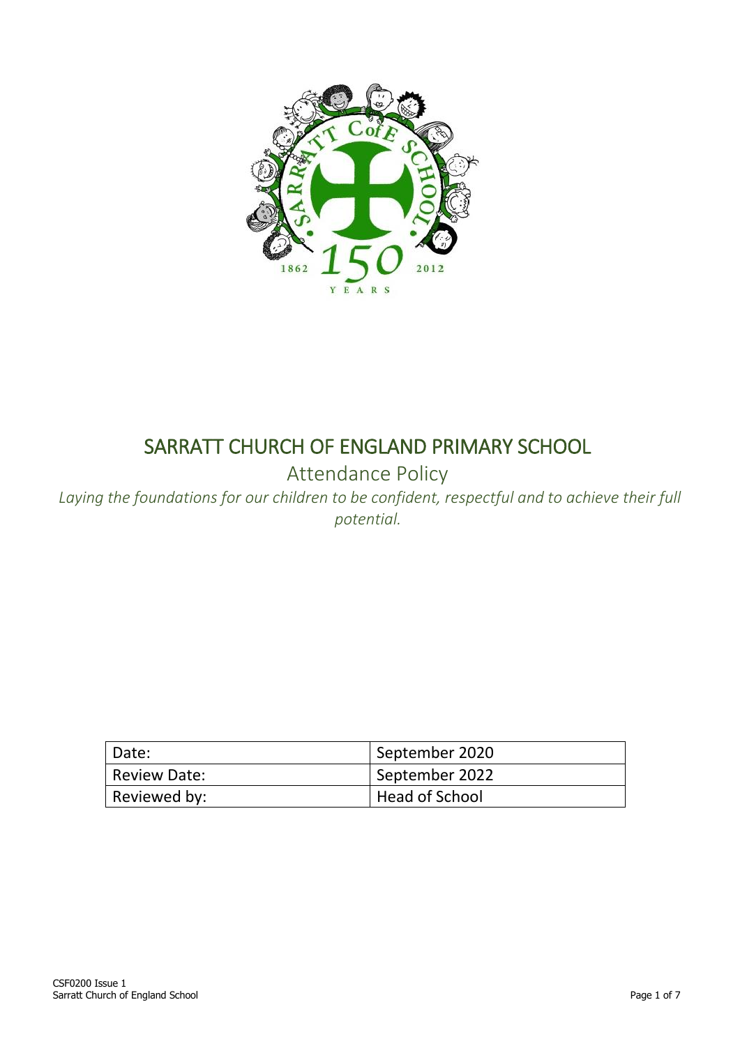# SARRATT CHURCH OF ENGLAND PRIMARY SCHOOL

## Attendance Policy

*Laying the foundations for our children to be confident, respectful and to achieve their full potential.*

| Date: | September 2020 |
|---|---|
| Review Date: | September 2022 |
| Reviewed by: | Head of School |

CSF0200 Issue 1
Sarratt Church of England School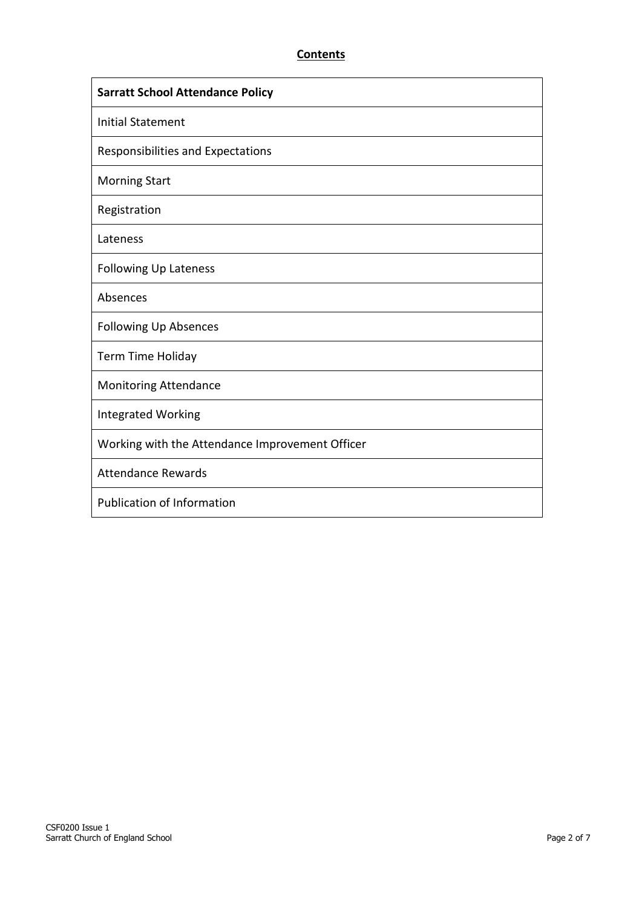## Contents

| **Sarratt School Attendance Policy** |
|---|
| Initial Statement |
| Responsibilities and Expectations |
| Morning Start |
| Registration |
| Lateness |
| Following Up Lateness |
| Absences |
| Following Up Absences |
| Term Time Holiday |
| Monitoring Attendance |
| Integrated Working |
| Working with the Attendance Improvement Officer |
| Attendance Rewards |
| Publication of Information |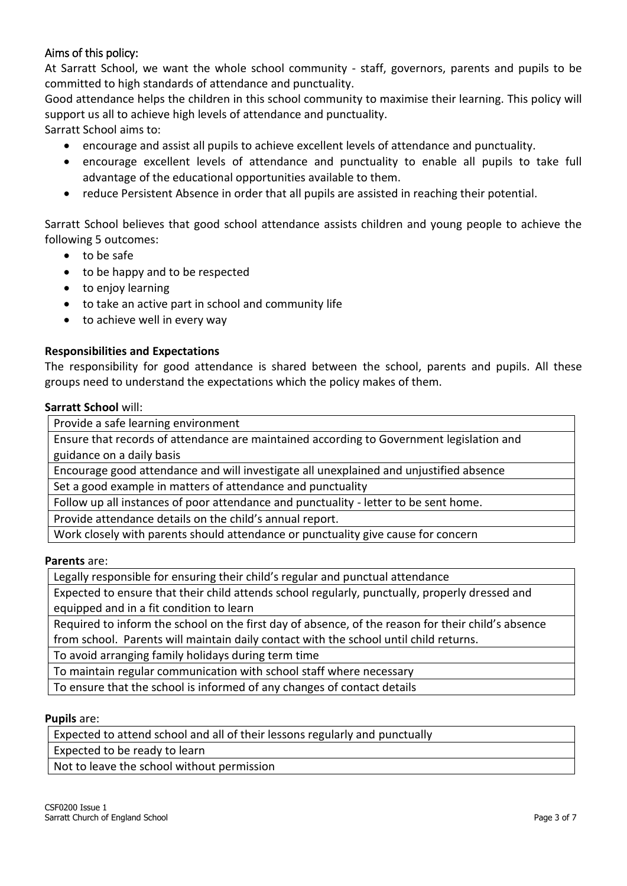## Aims of this policy:

At Sarratt School, we want the whole school community - staff, governors, parents and pupils to be committed to high standards of attendance and punctuality.

Good attendance helps the children in this school community to maximise their learning. This policy will support us all to achieve high levels of attendance and punctuality.

Sarratt School aims to:

- encourage and assist all pupils to achieve excellent levels of attendance and punctuality.
- encourage excellent levels of attendance and punctuality to enable all pupils to take full advantage of the educational opportunities available to them.
- reduce Persistent Absence in order that all pupils are assisted in reaching their potential.

Sarratt School believes that good school attendance assists children and young people to achieve the following 5 outcomes:

- to be safe
- to be happy and to be respected
- to enjoy learning
- to take an active part in school and community life
- to achieve well in every way

**Responsibilities and Expectations**

The responsibility for good attendance is shared between the school, parents and pupils. All these groups need to understand the expectations which the policy makes of them.

**Sarratt School** will:

| |
|---|
| Provide a safe learning environment |
| Ensure that records of attendance are maintained according to Government legislation and guidance on a daily basis |
| Encourage good attendance and will investigate all unexplained and unjustified absence |
| Set a good example in matters of attendance and punctuality |
| Follow up all instances of poor attendance and punctuality - letter to be sent home. |
| Provide attendance details on the child's annual report. |
| Work closely with parents should attendance or punctuality give cause for concern |

**Parents** are:

| |
|---|
| Legally responsible for ensuring their child's regular and punctual attendance |
| Expected to ensure that their child attends school regularly, punctually, properly dressed and equipped and in a fit condition to learn |
| Required to inform the school on the first day of absence, of the reason for their child's absence from school. Parents will maintain daily contact with the school until child returns. |
| To avoid arranging family holidays during term time |
| To maintain regular communication with school staff where necessary |
| To ensure that the school is informed of any changes of contact details |

**Pupils** are:

| |
|---|
| Expected to attend school and all of their lessons regularly and punctually |
| Expected to be ready to learn |
| Not to leave the school without permission |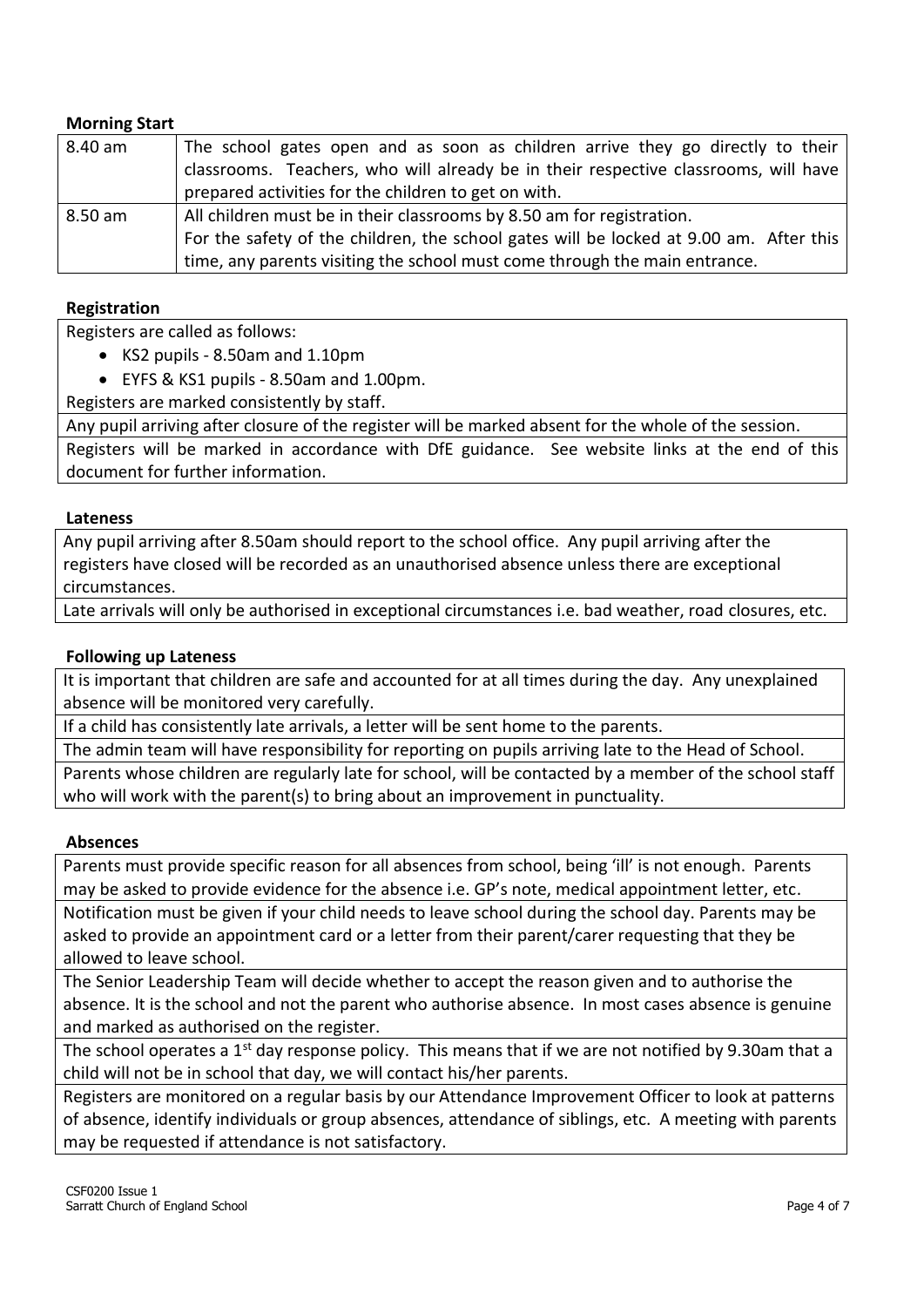**Morning Start**

| | |
|---|---|
| 8.40 am | The school gates open and as soon as children arrive they go directly to their classrooms. Teachers, who will already be in their respective classrooms, will have prepared activities for the children to get on with. |
| 8.50 am | All children must be in their classrooms by 8.50 am for registration. For the safety of the children, the school gates will be locked at 9.00 am. After this time, any parents visiting the school must come through the main entrance. |

**Registration**

Registers are called as follows:

- KS2 pupils - 8.50am and 1.10pm
- EYFS & KS1 pupils - 8.50am and 1.00pm.

Registers are marked consistently by staff.

Any pupil arriving after closure of the register will be marked absent for the whole of the session.

Registers will be marked in accordance with DfE guidance. See website links at the end of this document for further information.

**Lateness**

Any pupil arriving after 8.50am should report to the school office. Any pupil arriving after the registers have closed will be recorded as an unauthorised absence unless there are exceptional circumstances.

Late arrivals will only be authorised in exceptional circumstances i.e. bad weather, road closures, etc.

**Following up Lateness**

It is important that children are safe and accounted for at all times during the day. Any unexplained absence will be monitored very carefully.

If a child has consistently late arrivals, a letter will be sent home to the parents.

The admin team will have responsibility for reporting on pupils arriving late to the Head of School.

Parents whose children are regularly late for school, will be contacted by a member of the school staff who will work with the parent(s) to bring about an improvement in punctuality.

**Absences**

Parents must provide specific reason for all absences from school, being 'ill' is not enough. Parents may be asked to provide evidence for the absence i.e. GP's note, medical appointment letter, etc.

Notification must be given if your child needs to leave school during the school day. Parents may be asked to provide an appointment card or a letter from their parent/carer requesting that they be allowed to leave school.

The Senior Leadership Team will decide whether to accept the reason given and to authorise the absence. It is the school and not the parent who authorise absence. In most cases absence is genuine and marked as authorised on the register.

The school operates a 1st day response policy. This means that if we are not notified by 9.30am that a child will not be in school that day, we will contact his/her parents.

Registers are monitored on a regular basis by our Attendance Improvement Officer to look at patterns of absence, identify individuals or group absences, attendance of siblings, etc. A meeting with parents may be requested if attendance is not satisfactory.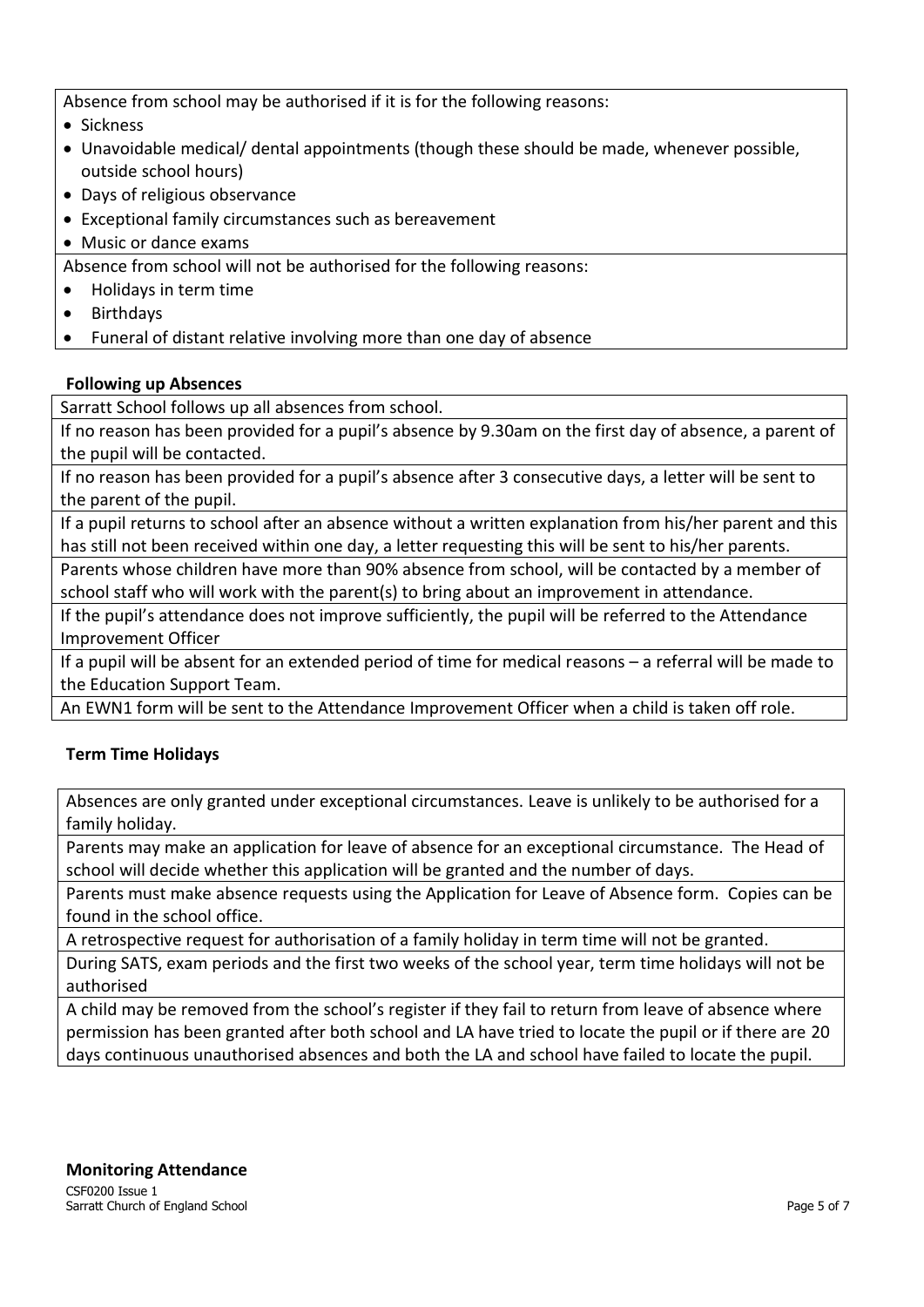Absence from school may be authorised if it is for the following reasons:

- Sickness
- Unavoidable medical/ dental appointments (though these should be made, whenever possible, outside school hours)
- Days of religious observance
- Exceptional family circumstances such as bereavement
- Music or dance exams

Absence from school will not be authorised for the following reasons:

- Holidays in term time
- Birthdays
- Funeral of distant relative involving more than one day of absence

**Following up Absences**

Sarratt School follows up all absences from school.

If no reason has been provided for a pupil's absence by 9.30am on the first day of absence, a parent of the pupil will be contacted.

If no reason has been provided for a pupil's absence after 3 consecutive days, a letter will be sent to the parent of the pupil.

If a pupil returns to school after an absence without a written explanation from his/her parent and this has still not been received within one day, a letter requesting this will be sent to his/her parents.

Parents whose children have more than 90% absence from school, will be contacted by a member of school staff who will work with the parent(s) to bring about an improvement in attendance.

If the pupil's attendance does not improve sufficiently, the pupil will be referred to the Attendance Improvement Officer

If a pupil will be absent for an extended period of time for medical reasons – a referral will be made to the Education Support Team.

An EWN1 form will be sent to the Attendance Improvement Officer when a child is taken off role.

**Term Time Holidays**

Absences are only granted under exceptional circumstances. Leave is unlikely to be authorised for a family holiday.

Parents may make an application for leave of absence for an exceptional circumstance. The Head of school will decide whether this application will be granted and the number of days.

Parents must make absence requests using the Application for Leave of Absence form. Copies can be found in the school office.

A retrospective request for authorisation of a family holiday in term time will not be granted.

During SATS, exam periods and the first two weeks of the school year, term time holidays will not be authorised

A child may be removed from the school's register if they fail to return from leave of absence where permission has been granted after both school and LA have tried to locate the pupil or if there are 20 days continuous unauthorised absences and both the LA and school have failed to locate the pupil.

**Monitoring Attendance**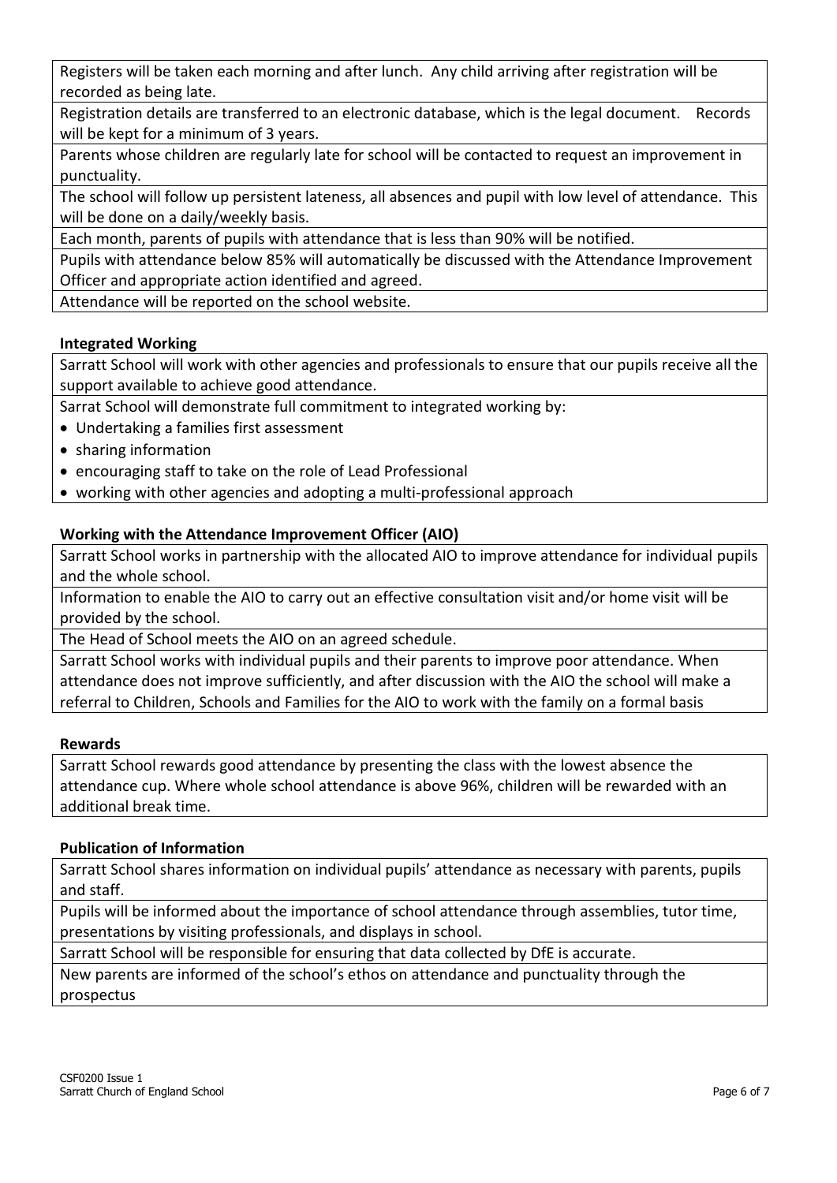Registers will be taken each morning and after lunch. Any child arriving after registration will be recorded as being late.

Registration details are transferred to an electronic database, which is the legal document. Records will be kept for a minimum of 3 years.

Parents whose children are regularly late for school will be contacted to request an improvement in punctuality.

The school will follow up persistent lateness, all absences and pupil with low level of attendance. This will be done on a daily/weekly basis.

Each month, parents of pupils with attendance that is less than 90% will be notified.

Pupils with attendance below 85% will automatically be discussed with the Attendance Improvement Officer and appropriate action identified and agreed.

Attendance will be reported on the school website.

**Integrated Working**

Sarratt School will work with other agencies and professionals to ensure that our pupils receive all the support available to achieve good attendance.

Sarrat School will demonstrate full commitment to integrated working by:

- Undertaking a families first assessment
- sharing information
- encouraging staff to take on the role of Lead Professional
- working with other agencies and adopting a multi-professional approach

**Working with the Attendance Improvement Officer (AIO)**

Sarratt School works in partnership with the allocated AIO to improve attendance for individual pupils and the whole school.

Information to enable the AIO to carry out an effective consultation visit and/or home visit will be provided by the school.

The Head of School meets the AIO on an agreed schedule.

Sarratt School works with individual pupils and their parents to improve poor attendance. When attendance does not improve sufficiently, and after discussion with the AIO the school will make a referral to Children, Schools and Families for the AIO to work with the family on a formal basis

**Rewards**

Sarratt School rewards good attendance by presenting the class with the lowest absence the attendance cup. Where whole school attendance is above 96%, children will be rewarded with an additional break time.

**Publication of Information**

Sarratt School shares information on individual pupils' attendance as necessary with parents, pupils and staff.

Pupils will be informed about the importance of school attendance through assemblies, tutor time, presentations by visiting professionals, and displays in school.

Sarratt School will be responsible for ensuring that data collected by DfE is accurate.

New parents are informed of the school's ethos on attendance and punctuality through the prospectus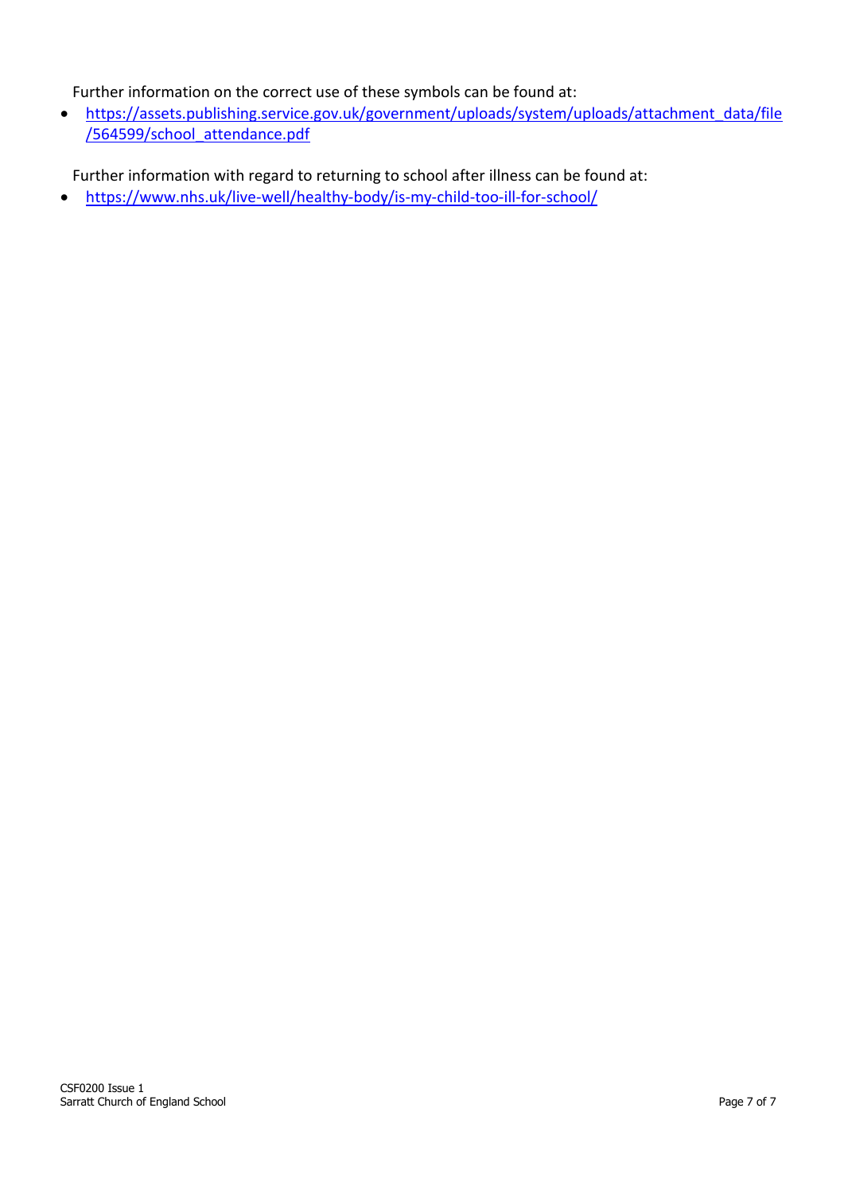Further information on the correct use of these symbols can be found at:

- https://assets.publishing.service.gov.uk/government/uploads/system/uploads/attachment_data/file/564599/school_attendance.pdf

Further information with regard to returning to school after illness can be found at:

- https://www.nhs.uk/live-well/healthy-body/is-my-child-too-ill-for-school/